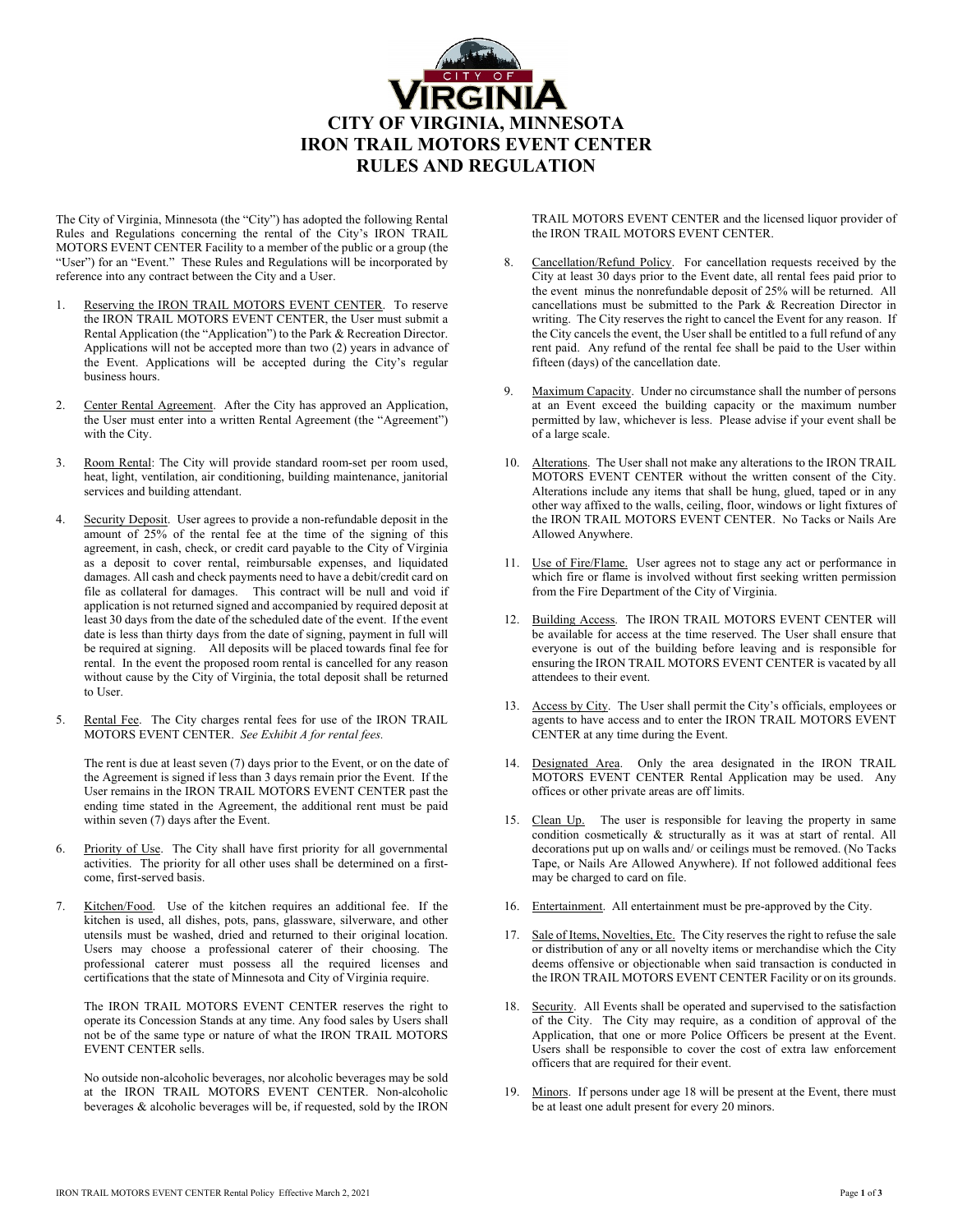# CITY OF VIRGINIA, MINNESOTA
# IRON TRAIL MOTORS EVENT CENTER
# RULES AND REGULATION

The City of Virginia, Minnesota (the "City") has adopted the following Rental Rules and Regulations concerning the rental of the City's IRON TRAIL MOTORS EVENT CENTER Facility to a member of the public or a group (the "User") for an "Event." These Rules and Regulations will be incorporated by reference into any contract between the City and a User.

1. Reserving the IRON TRAIL MOTORS EVENT CENTER. To reserve the IRON TRAIL MOTORS EVENT CENTER, the User must submit a Rental Application (the "Application") to the Park & Recreation Director. Applications will not be accepted more than two (2) years in advance of the Event. Applications will be accepted during the City's regular business hours.

2. Center Rental Agreement. After the City has approved an Application, the User must enter into a written Rental Agreement (the "Agreement") with the City.

3. Room Rental: The City will provide standard room-set per room used, heat, light, ventilation, air conditioning, building maintenance, janitorial services and building attendant.

4. Security Deposit. User agrees to provide a non-refundable deposit in the amount of 25% of the rental fee at the time of the signing of this agreement, in cash, check, or credit card payable to the City of Virginia as a deposit to cover rental, reimbursable expenses, and liquidated damages. All cash and check payments need to have a debit/credit card on file as collateral for damages. This contract will be null and void if application is not returned signed and accompanied by required deposit at least 30 days from the date of the scheduled date of the event. If the event date is less than thirty days from the date of signing, payment in full will be required at signing. All deposits will be placed towards final fee for rental. In the event the proposed room rental is cancelled for any reason without cause by the City of Virginia, the total deposit shall be returned to User.

5. Rental Fee. The City charges rental fees for use of the IRON TRAIL MOTORS EVENT CENTER. *See Exhibit A for rental fees.*

   The rent is due at least seven (7) days prior to the Event, or on the date of the Agreement is signed if less than 3 days remain prior the Event. If the User remains in the IRON TRAIL MOTORS EVENT CENTER past the ending time stated in the Agreement, the additional rent must be paid within seven (7) days after the Event.

6. Priority of Use. The City shall have first priority for all governmental activities. The priority for all other uses shall be determined on a first-come, first-served basis.

7. Kitchen/Food. Use of the kitchen requires an additional fee. If the kitchen is used, all dishes, pots, pans, glassware, silverware, and other utensils must be washed, dried and returned to their original location. Users may choose a professional caterer of their choosing. The professional caterer must possess all the required licenses and certifications that the state of Minnesota and City of Virginia require.

   The IRON TRAIL MOTORS EVENT CENTER reserves the right to operate its Concession Stands at any time. Any food sales by Users shall not be of the same type or nature of what the IRON TRAIL MOTORS EVENT CENTER sells.

   No outside non-alcoholic beverages, nor alcoholic beverages may be sold at the IRON TRAIL MOTORS EVENT CENTER. Non-alcoholic beverages & alcoholic beverages will be, if requested, sold by the IRON TRAIL MOTORS EVENT CENTER and the licensed liquor provider of the IRON TRAIL MOTORS EVENT CENTER.

8. Cancellation/Refund Policy. For cancellation requests received by the City at least 30 days prior to the Event date, all rental fees paid prior to the event minus the nonrefundable deposit of 25% will be returned. All cancellations must be submitted to the Park & Recreation Director in writing. The City reserves the right to cancel the Event for any reason. If the City cancels the event, the User shall be entitled to a full refund of any rent paid. Any refund of the rental fee shall be paid to the User within fifteen (days) of the cancellation date.

9. Maximum Capacity. Under no circumstance shall the number of persons at an Event exceed the building capacity or the maximum number permitted by law, whichever is less. Please advise if your event shall be of a large scale.

10. Alterations. The User shall not make any alterations to the IRON TRAIL MOTORS EVENT CENTER without the written consent of the City. Alterations include any items that shall be hung, glued, taped or in any other way affixed to the walls, ceiling, floor, windows or light fixtures of the IRON TRAIL MOTORS EVENT CENTER. No Tacks or Nails Are Allowed Anywhere.

11. Use of Fire/Flame. User agrees not to stage any act or performance in which fire or flame is involved without first seeking written permission from the Fire Department of the City of Virginia.

12. Building Access. The IRON TRAIL MOTORS EVENT CENTER will be available for access at the time reserved. The User shall ensure that everyone is out of the building before leaving and is responsible for ensuring the IRON TRAIL MOTORS EVENT CENTER is vacated by all attendees to their event.

13. Access by City. The User shall permit the City's officials, employees or agents to have access and to enter the IRON TRAIL MOTORS EVENT CENTER at any time during the Event.

14. Designated Area. Only the area designated in the IRON TRAIL MOTORS EVENT CENTER Rental Application may be used. Any offices or other private areas are off limits.

15. Clean Up. The user is responsible for leaving the property in same condition cosmetically & structurally as it was at start of rental. All decorations put up on walls and/ or ceilings must be removed. (No Tacks Tape, or Nails Are Allowed Anywhere). If not followed additional fees may be charged to card on file.

16. Entertainment. All entertainment must be pre-approved by the City.

17. Sale of Items, Novelties, Etc. The City reserves the right to refuse the sale or distribution of any or all novelty items or merchandise which the City deems offensive or objectionable when said transaction is conducted in the IRON TRAIL MOTORS EVENT CENTER Facility or on its grounds.

18. Security. All Events shall be operated and supervised to the satisfaction of the City. The City may require, as a condition of approval of the Application, that one or more Police Officers be present at the Event. Users shall be responsible to cover the cost of extra law enforcement officers that are required for their event.

19. Minors. If persons under age 18 will be present at the Event, there must be at least one adult present for every 20 minors.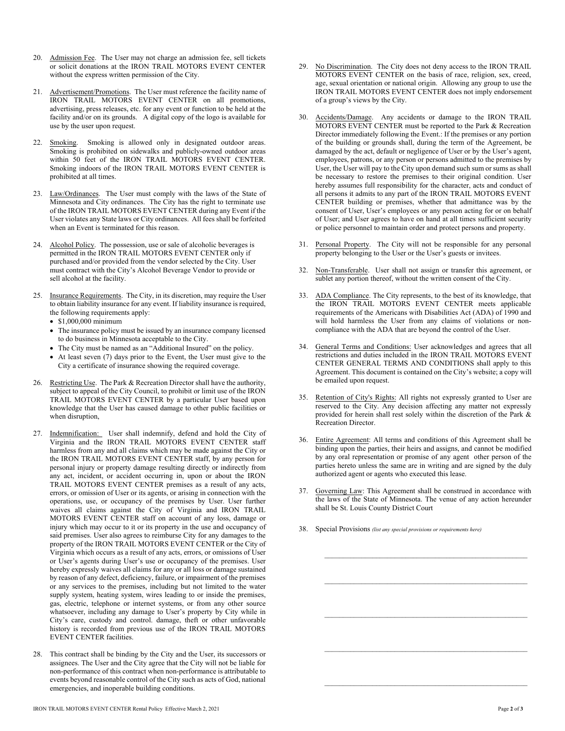20. Admission Fee. The User may not charge an admission fee, sell tickets or solicit donations at the IRON TRAIL MOTORS EVENT CENTER without the express written permission of the City.

21. Advertisement/Promotions. The User must reference the facility name of IRON TRAIL MOTORS EVENT CENTER on all promotions, advertising, press releases, etc. for any event or function to be held at the facility and/or on its grounds. A digital copy of the logo is available for use by the user upon request.

22. Smoking. Smoking is allowed only in designated outdoor areas. Smoking is prohibited on sidewalks and publicly-owned outdoor areas within 50 feet of the IRON TRAIL MOTORS EVENT CENTER. Smoking indoors of the IRON TRAIL MOTORS EVENT CENTER is prohibited at all times.

23. Law/Ordinances. The User must comply with the laws of the State of Minnesota and City ordinances. The City has the right to terminate use of the IRON TRAIL MOTORS EVENT CENTER during any Event if the User violates any State laws or City ordinances. All fees shall be forfeited when an Event is terminated for this reason.

24. Alcohol Policy. The possession, use or sale of alcoholic beverages is permitted in the IRON TRAIL MOTORS EVENT CENTER only if purchased and/or provided from the vendor selected by the City. User must contract with the City's Alcohol Beverage Vendor to provide or sell alcohol at the facility.

25. Insurance Requirements. The City, in its discretion, may require the User to obtain liability insurance for any event. If liability insurance is required, the following requirements apply:
    - $1,000,000 minimum
    - The insurance policy must be issued by an insurance company licensed to do business in Minnesota acceptable to the City.
    - The City must be named as an "Additional Insured" on the policy.
    - At least seven (7) days prior to the Event, the User must give to the City a certificate of insurance showing the required coverage.

26. Restricting Use. The Park & Recreation Director shall have the authority, subject to appeal of the City Council, to prohibit or limit use of the IRON TRAIL MOTORS EVENT CENTER by a particular User based upon knowledge that the User has caused damage to other public facilities or when disruption,

27. Indemnification: User shall indemnify, defend and hold the City of Virginia and the IRON TRAIL MOTORS EVENT CENTER staff harmless from any and all claims which may be made against the City or the IRON TRAIL MOTORS EVENT CENTER staff, by any person for personal injury or property damage resulting directly or indirectly from any act, incident, or accident occurring in, upon or about the IRON TRAIL MOTORS EVENT CENTER premises as a result of any acts, errors, or omission of User or its agents, or arising in connection with the operations, use, or occupancy of the premises by User. User further waives all claims against the City of Virginia and IRON TRAIL MOTORS EVENT CENTER staff on account of any loss, damage or injury which may occur to it or its property in the use and occupancy of said premises. User also agrees to reimburse City for any damages to the property of the IRON TRAIL MOTORS EVENT CENTER or the City of Virginia which occurs as a result of any acts, errors, or omissions of User or User's agents during User's use or occupancy of the premises. User hereby expressly waives all claims for any or all loss or damage sustained by reason of any defect, deficiency, failure, or impairment of the premises or any services to the premises, including but not limited to the water supply system, heating system, wires leading to or inside the premises, gas, electric, telephone or internet systems, or from any other source whatsoever, including any damage to User's property by City while in City's care, custody and control. damage, theft or other unfavorable history is recorded from previous use of the IRON TRAIL MOTORS EVENT CENTER facilities.

28. This contract shall be binding by the City and the User, its successors or assignees. The User and the City agree that the City will not be liable for non-performance of this contract when non-performance is attributable to events beyond reasonable control of the City such as acts of God, national emergencies, and inoperable building conditions.

29. No Discrimination. The City does not deny access to the IRON TRAIL MOTORS EVENT CENTER on the basis of race, religion, sex, creed, age, sexual orientation or national origin. Allowing any group to use the IRON TRAIL MOTORS EVENT CENTER does not imply endorsement of a group's views by the City.

30. Accidents/Damage. Any accidents or damage to the IRON TRAIL MOTORS EVENT CENTER must be reported to the Park & Recreation Director immediately following the Event.: If the premises or any portion of the building or grounds shall, during the term of the Agreement, be damaged by the act, default or negligence of User or by the User's agent, employees, patrons, or any person or persons admitted to the premises by User, the User will pay to the City upon demand such sum or sums as shall be necessary to restore the premises to their original condition. User hereby assumes full responsibility for the character, acts and conduct of all persons it admits to any part of the IRON TRAIL MOTORS EVENT CENTER building or premises, whether that admittance was by the consent of User, User's employees or any person acting for or on behalf of User; and User agrees to have on hand at all times sufficient security or police personnel to maintain order and protect persons and property.

31. Personal Property. The City will not be responsible for any personal property belonging to the User or the User's guests or invitees.

32. Non-Transferable. User shall not assign or transfer this agreement, or sublet any portion thereof, without the written consent of the City.

33. ADA Compliance. The City represents, to the best of its knowledge, that the IRON TRAIL MOTORS EVENT CENTER meets applicable requirements of the Americans with Disabilities Act (ADA) of 1990 and will hold harmless the User from any claims of violations or non-compliance with the ADA that are beyond the control of the User.

34. General Terms and Conditions: User acknowledges and agrees that all restrictions and duties included in the IRON TRAIL MOTORS EVENT CENTER GENERAL TERMS AND CONDITIONS shall apply to this Agreement. This document is contained on the City's website; a copy will be emailed upon request.

35. Retention of City's Rights: All rights not expressly granted to User are reserved to the City. Any decision affecting any matter not expressly provided for herein shall rest solely within the discretion of the Park & Recreation Director.

36. Entire Agreement: All terms and conditions of this Agreement shall be binding upon the parties, their heirs and assigns, and cannot be modified by any oral representation or promise of any agent other person of the parties hereto unless the same are in writing and are signed by the duly authorized agent or agents who executed this lease.

37. Governing Law: This Agreement shall be construed in accordance with the laws of the State of Minnesota. The venue of any action hereunder shall be St. Louis County District Court

38. Special Provisions *(list any special provisions or requirements here)*

    ______________________________________________________

    ______________________________________________________

    ______________________________________________________

    ______________________________________________________

    ______________________________________________________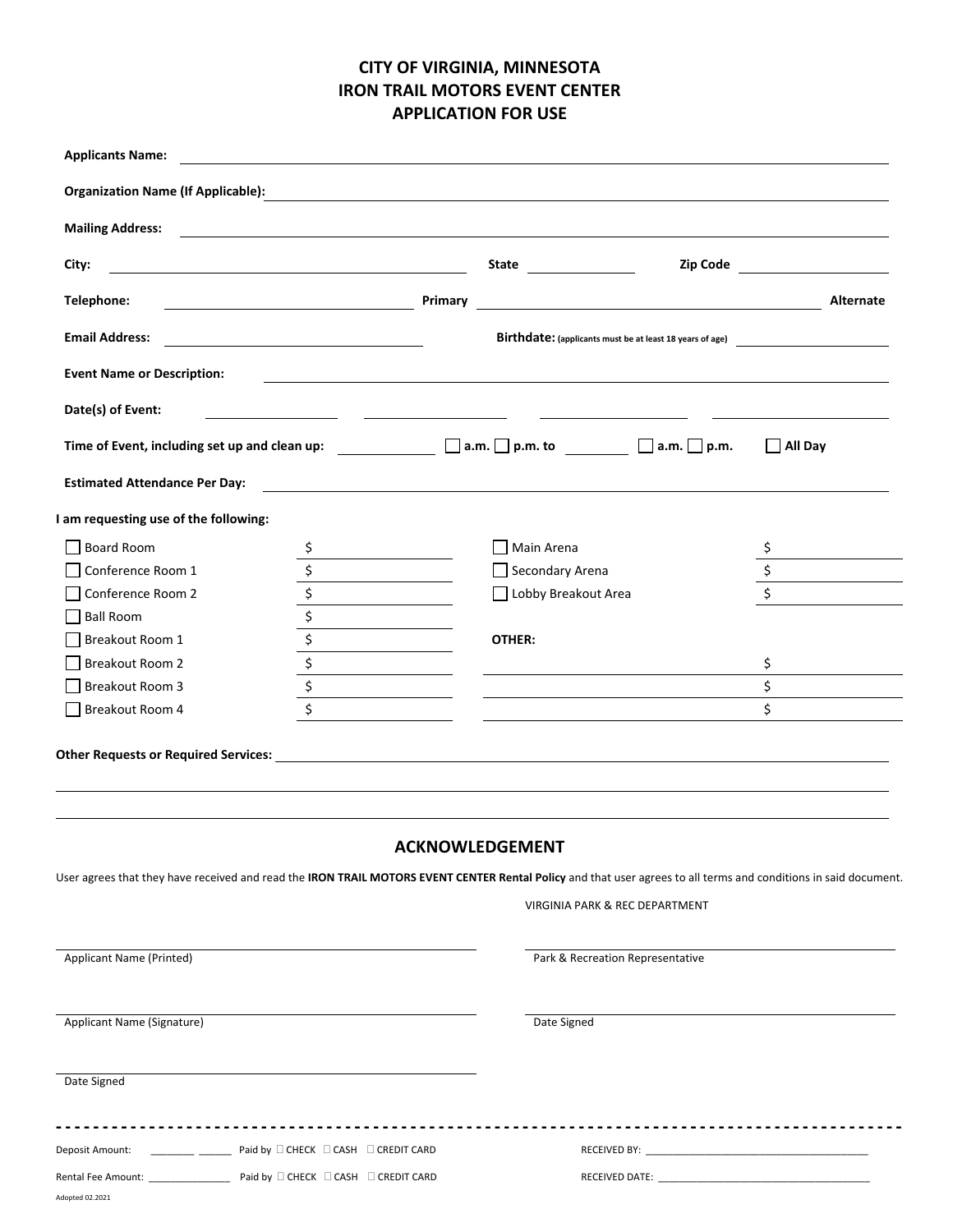# CITY OF VIRGINIA, MINNESOTA
# IRON TRAIL MOTORS EVENT CENTER
# APPLICATION FOR USE

**Applicants Name:** ______________________________

**Organization Name (If Applicable):** ______________________________

**Mailing Address:** ______________________________

**City:** ____________________ **State** __________ **Zip Code** __________

**Telephone:** ____________________ **Primary** ____________________ **Alternate**

**Email Address:** ____________________ **Birthdate:** (applicants must be at least 18 years of age) __________

**Event Name or Description:** ______________________________

**Date(s) of Event:** __________ __________ __________ __________

**Time of Event, including set up and clean up:** __________ ☐ **a.m.** ☐ **p.m. to** __________ ☐ **a.m.** ☐ **p.m.** ☐ **All Day**

**Estimated Attendance Per Day:** ______________________________

**I am requesting use of the following:**

| | | | |
|---|---|---|---|
| ☐ Board Room | $ | ☐ Main Arena | $ |
| ☐ Conference Room 1 | $ | ☐ Secondary Arena | $ |
| ☐ Conference Room 2 | $ | ☐ Lobby Breakout Area | $ |
| ☐ Ball Room | $ | | |
| ☐ Breakout Room 1 | $ | **OTHER:** | |
| ☐ Breakout Room 2 | $ | | $ |
| ☐ Breakout Room 3 | $ | | $ |
| ☐ Breakout Room 4 | $ | | $ |

**Other Requests or Required Services:** ______________________________

______________________________

______________________________

## ACKNOWLEDGEMENT

User agrees that they have received and read the **IRON TRAIL MOTORS EVENT CENTER Rental Policy** and that user agrees to all terms and conditions in said document.

VIRGINIA PARK & REC DEPARTMENT

______________________________
Applicant Name (Printed)

______________________________
Park & Recreation Representative

______________________________
Applicant Name (Signature)

______________________________
Date Signed

______________________________
Date Signed

- - - - - - - - - - - - - - - - - - - - - - - - - - - - - - - - - - - - - - - -

Deposit Amount: ________ ______ Paid by ☐ CHECK ☐ CASH ☐ CREDIT CARD RECEIVED BY: ______________________________

Rental Fee Amount: ______________ Paid by ☐ CHECK ☐ CASH ☐ CREDIT CARD RECEIVED DATE: ______________________________

Adopted 02.2021